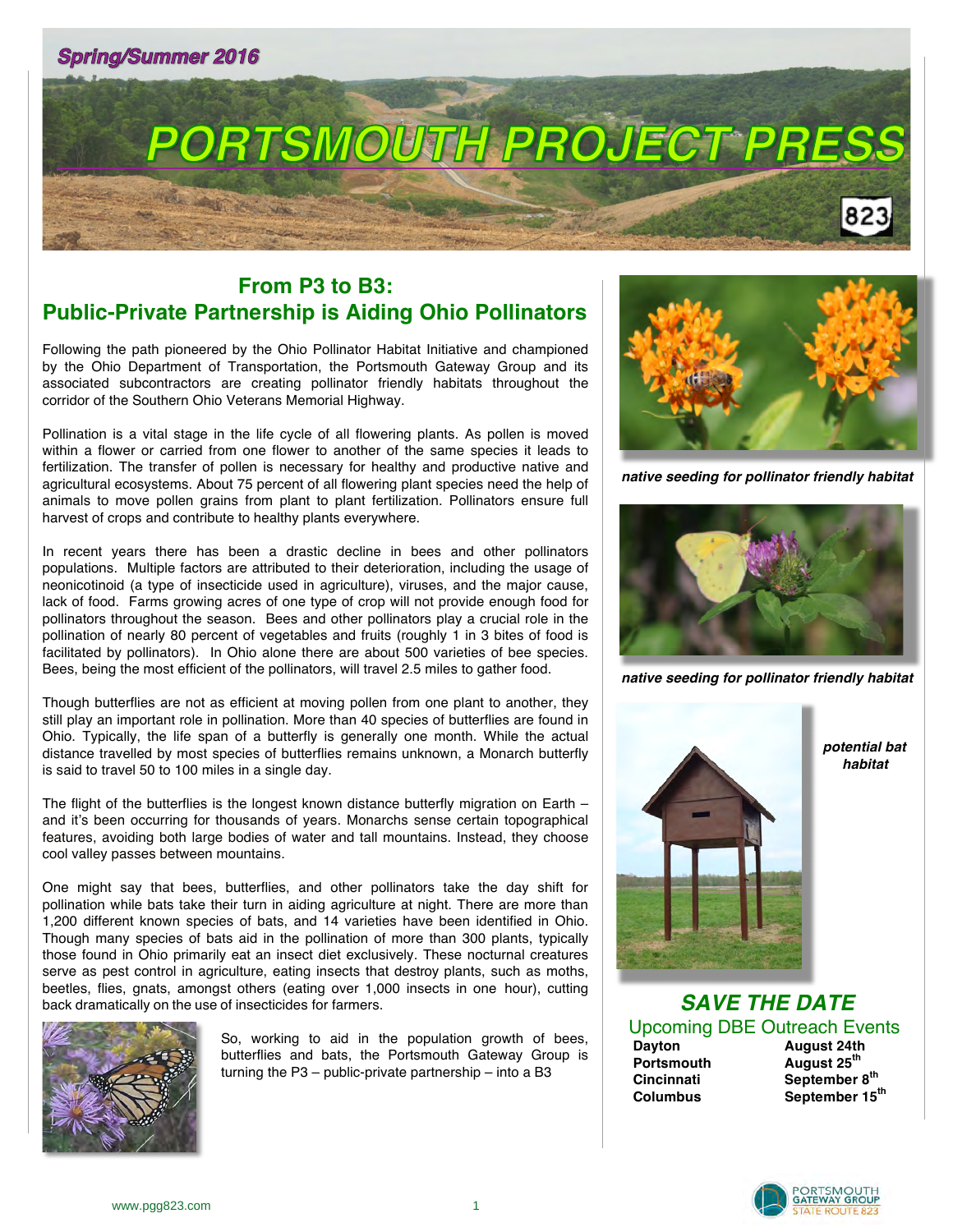Spring/Summer 2016

# PORTSMOUTH PROJECT PRESS

## From P3 to B3: Public-Private Partnership is Aiding Ohio Pollinators

Following the path pioneered by the Ohio Pollinator Habitat Initiative and championed by the Ohio Department of Transportation, the Portsmouth Gateway Group and its associated subcontractors are creating pollinator friendly habitats throughout the corridor of the Southern Ohio Veterans Memorial Highway.

Pollination is a vital stage in the life cycle of all flowering plants. As pollen is moved within a flower or carried from one flower to another of the same species it leads to fertilization. The transfer of pollen is necessary for healthy and productive native and agricultural ecosystems. About 75 percent of all flowering plant species need the help of animals to move pollen grains from plant to plant fertilization. Pollinators ensure full harvest of crops and contribute to healthy plants everywhere.

In recent years there has been a drastic decline in bees and other pollinators populations. Multiple factors are attributed to their deterioration, including the usage of neonicotinoid (a type of insecticide used in agriculture), viruses, and the major cause, lack of food. Farms growing acres of one type of crop will not provide enough food for pollinators throughout the season. Bees and other pollinators play a crucial role in the pollination of nearly 80 percent of vegetables and fruits (roughly 1 in 3 bites of food is facilitated by pollinators). In Ohio alone there are about 500 varieties of bee species. Bees, being the most efficient of the pollinators, will travel 2.5 miles to gather food.

Though butterflies are not as efficient at moving pollen from one plant to another, they still play an important role in pollination. More than 40 species of butterflies are found in Ohio. Typically, the life span of a butterfly is generally one month. While the actual distance travelled by most species of butterflies remains unknown, a Monarch butterfly is said to travel 50 to 100 miles in a single day.

The flight of the butterflies is the longest known distance butterfly migration on Earth – and it's been occurring for thousands of years. Monarchs sense certain topographical features, avoiding both large bodies of water and tall mountains. Instead, they choose cool valley passes between mountains.

One might say that bees, butterflies, and other pollinators take the day shift for pollination while bats take their turn in aiding agriculture at night. There are more than 1,200 different known species of bats, and 14 varieties have been identified in Ohio. Though many species of bats aid in the pollination of more than 300 plants, typically those found in Ohio primarily eat an insect diet exclusively. These nocturnal creatures serve as pest control in agriculture, eating insects that destroy plants, such as moths, beetles, flies, gnats, amongst others (eating over 1,000 insects in one hour), cutting back dramatically on the use of insecticides for farmers.

So, working to aid in the population growth of bees, butterflies and bats, the Portsmouth Gateway Group is turning the P3 – public-private partnership – into a B3

*native seeding for pollinator friendly habitat*

*native seeding for pollinator friendly habitat*

*potential bat habitat*

## SAVE THE DATE

### Upcoming DBE Outreach Events

| | |
|---|---|
| **Dayton** | **August 24th** |
| **Portsmouth** | **August 25th** |
| **Cincinnati** | **September 8th** |
| **Columbus** | **September 15th** |

www.pgg823.com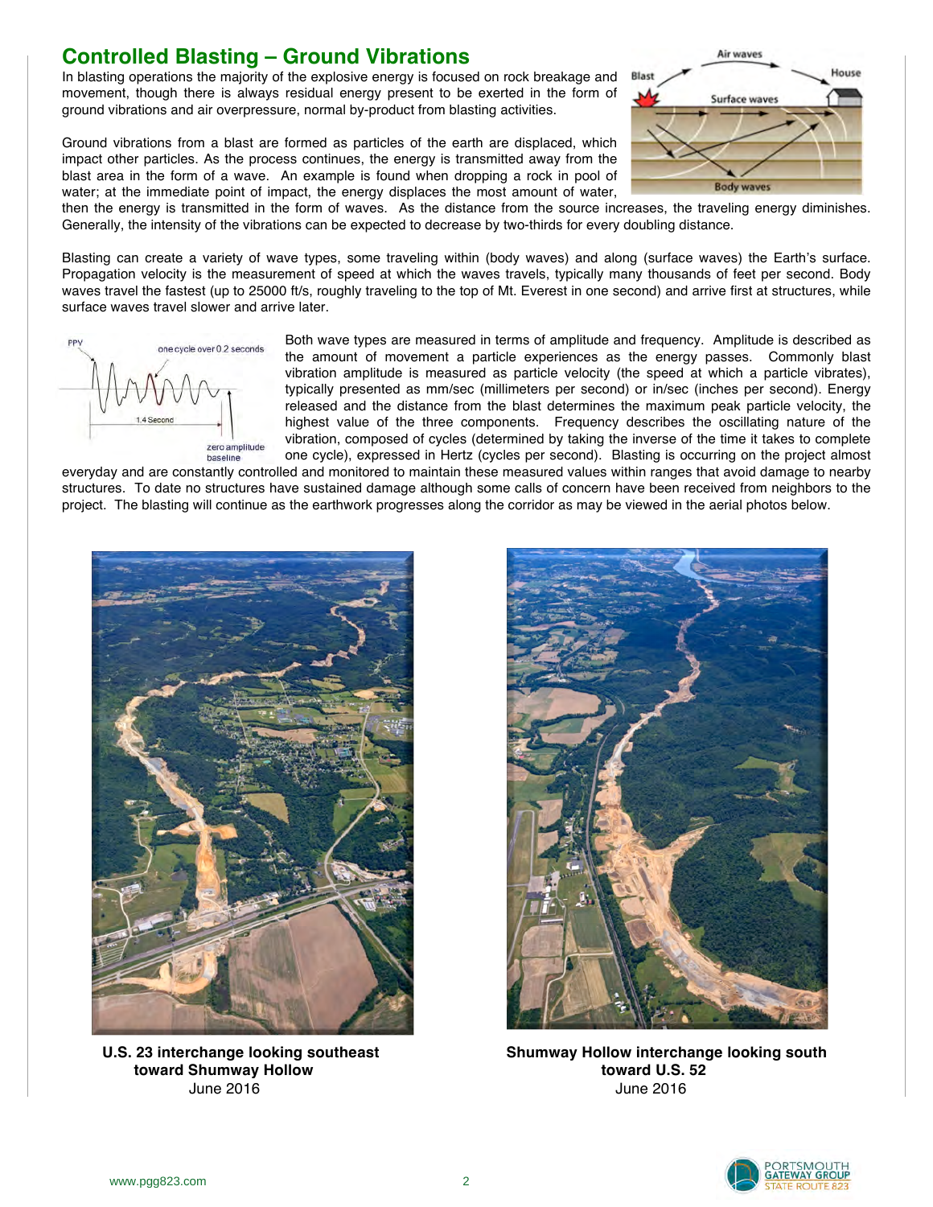# Controlled Blasting – Ground Vibrations

In blasting operations the majority of the explosive energy is focused on rock breakage and movement, though there is always residual energy present to be exerted in the form of ground vibrations and air overpressure, normal by-product from blasting activities.

Ground vibrations from a blast are formed as particles of the earth are displaced, which impact other particles. As the process continues, the energy is transmitted away from the blast area in the form of a wave. An example is found when dropping a rock in pool of water; at the immediate point of impact, the energy displaces the most amount of water, then the energy is transmitted in the form of waves. As the distance from the source increases, the traveling energy diminishes. Generally, the intensity of the vibrations can be expected to decrease by two-thirds for every doubling distance.

Blasting can create a variety of wave types, some traveling within (body waves) and along (surface waves) the Earth's surface. Propagation velocity is the measurement of speed at which the waves travels, typically many thousands of feet per second. Body waves travel the fastest (up to 25000 ft/s, roughly traveling to the top of Mt. Everest in one second) and arrive first at structures, while surface waves travel slower and arrive later.

Both wave types are measured in terms of amplitude and frequency. Amplitude is described as the amount of movement a particle experiences as the energy passes. Commonly blast vibration amplitude is measured as particle velocity (the speed at which a particle vibrates), typically presented as mm/sec (millimeters per second) or in/sec (inches per second). Energy released and the distance from the blast determines the maximum peak particle velocity, the highest value of the three components. Frequency describes the oscillating nature of the vibration, composed of cycles (determined by taking the inverse of the time it takes to complete one cycle), expressed in Hertz (cycles per second). Blasting is occurring on the project almost everyday and are constantly controlled and monitored to maintain these measured values within ranges that avoid damage to nearby structures. To date no structures have sustained damage although some calls of concern have been received from neighbors to the project. The blasting will continue as the earthwork progresses along the corridor as may be viewed in the aerial photos below.

**U.S. 23 interchange looking southeast toward Shumway Hollow**
June 2016

**Shumway Hollow interchange looking south toward U.S. 52**
June 2016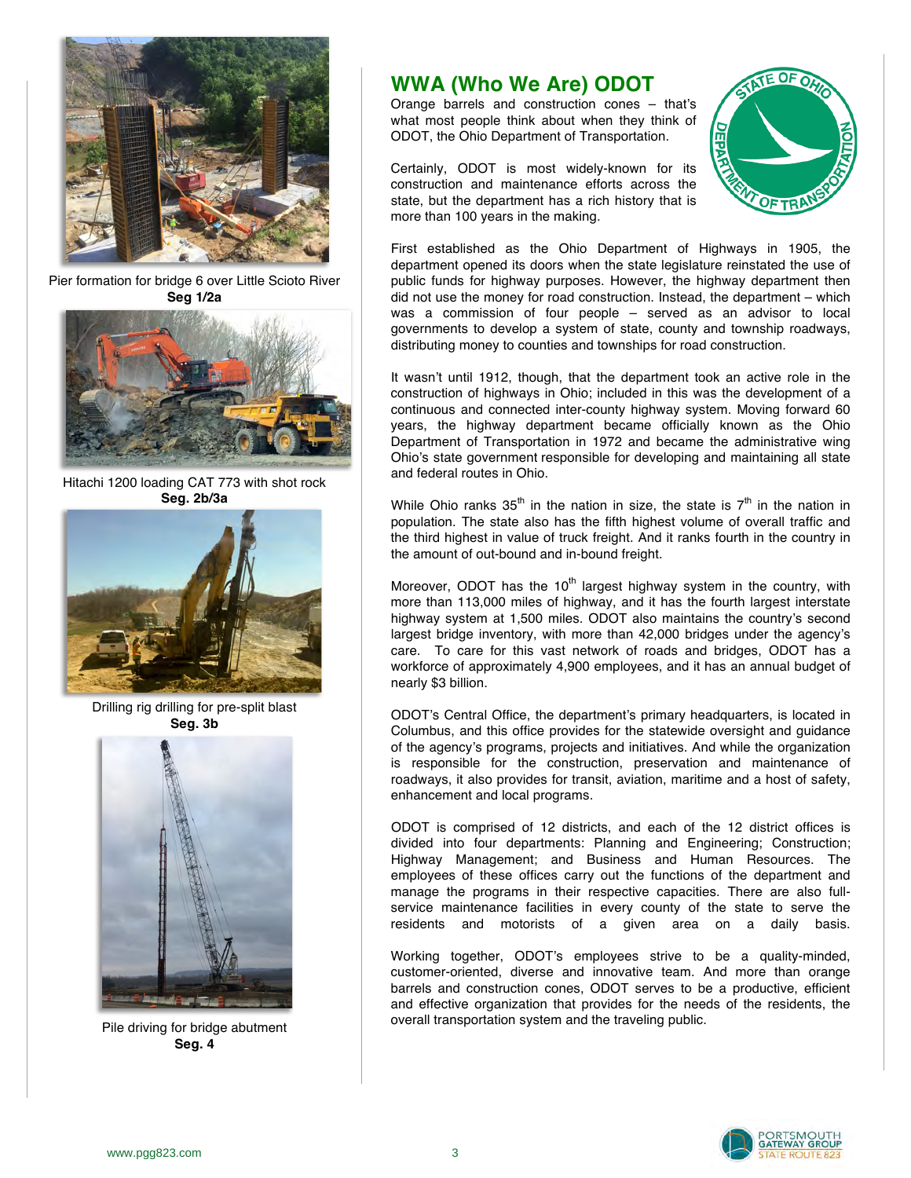Pier formation for bridge 6 over Little Scioto River
**Seg 1/2a**

Hitachi 1200 loading CAT 773 with shot rock
**Seg. 2b/3a**

Drilling rig drilling for pre-split blast
**Seg. 3b**

Pile driving for bridge abutment
**Seg. 4**

## WWA (Who We Are) ODOT

Orange barrels and construction cones – that's what most people think about when they think of ODOT, the Ohio Department of Transportation.

Certainly, ODOT is most widely-known for its construction and maintenance efforts across the state, but the department has a rich history that is more than 100 years in the making.

First established as the Ohio Department of Highways in 1905, the department opened its doors when the state legislature reinstated the use of public funds for highway purposes. However, the highway department then did not use the money for road construction. Instead, the department – which was a commission of four people – served as an advisor to local governments to develop a system of state, county and township roadways, distributing money to counties and townships for road construction.

It wasn't until 1912, though, that the department took an active role in the construction of highways in Ohio; included in this was the development of a continuous and connected inter-county highway system. Moving forward 60 years, the highway department became officially known as the Ohio Department of Transportation in 1972 and became the administrative wing Ohio's state government responsible for developing and maintaining all state and federal routes in Ohio.

While Ohio ranks 35th in the nation in size, the state is 7th in the nation in population. The state also has the fifth highest volume of overall traffic and the third highest in value of truck freight. And it ranks fourth in the country in the amount of out-bound and in-bound freight.

Moreover, ODOT has the 10th largest highway system in the country, with more than 113,000 miles of highway, and it has the fourth largest interstate highway system at 1,500 miles. ODOT also maintains the country's second largest bridge inventory, with more than 42,000 bridges under the agency's care. To care for this vast network of roads and bridges, ODOT has a workforce of approximately 4,900 employees, and it has an annual budget of nearly $3 billion.

ODOT's Central Office, the department's primary headquarters, is located in Columbus, and this office provides for the statewide oversight and guidance of the agency's programs, projects and initiatives. And while the organization is responsible for the construction, preservation and maintenance of roadways, it also provides for transit, aviation, maritime and a host of safety, enhancement and local programs.

ODOT is comprised of 12 districts, and each of the 12 district offices is divided into four departments: Planning and Engineering; Construction; Highway Management; and Business and Human Resources. The employees of these offices carry out the functions of the department and manage the programs in their respective capacities. There are also full-service maintenance facilities in every county of the state to serve the residents and motorists of a given area on a daily basis.

Working together, ODOT's employees strive to be a quality-minded, customer-oriented, diverse and innovative team. And more than orange barrels and construction cones, ODOT serves to be a productive, efficient and effective organization that provides for the needs of the residents, the overall transportation system and the traveling public.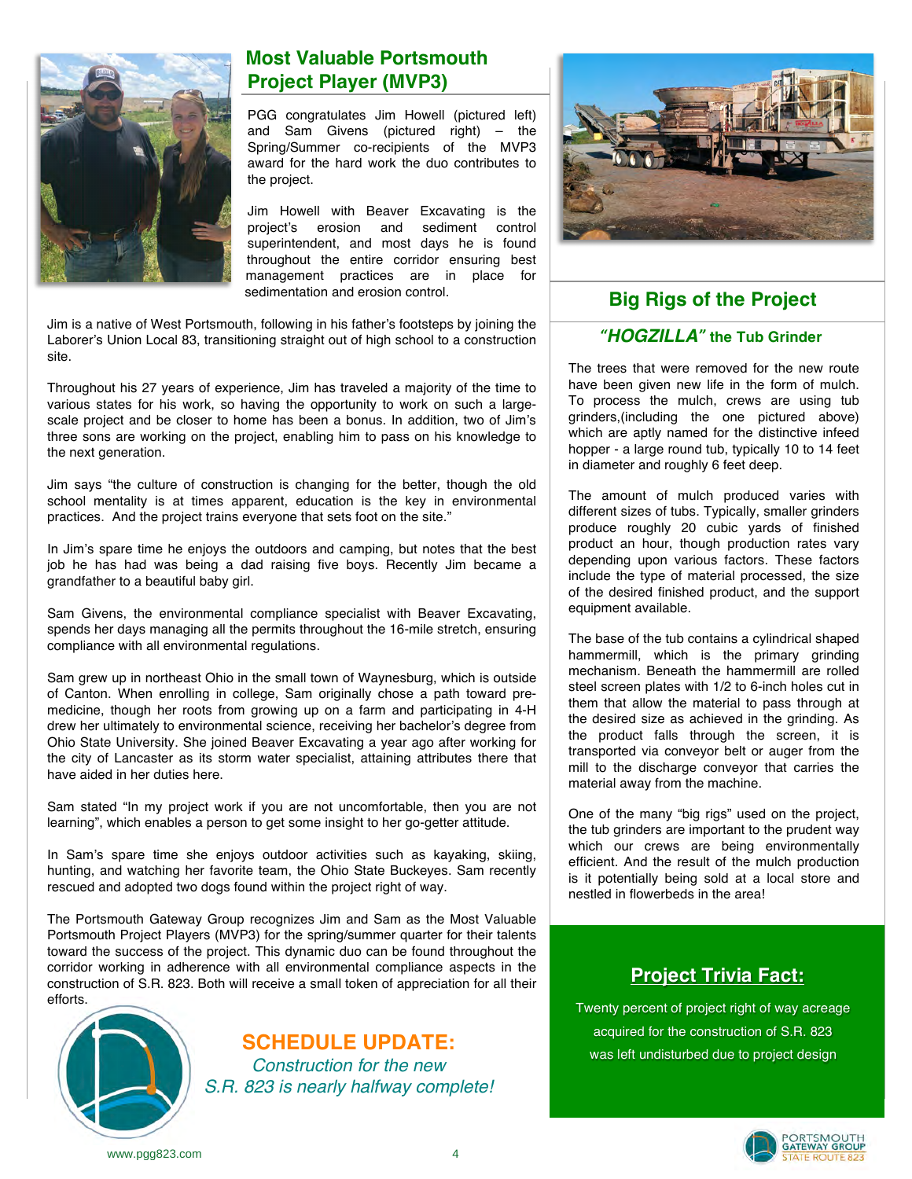## Most Valuable Portsmouth Project Player (MVP3)

PGG congratulates Jim Howell (pictured left) and Sam Givens (pictured right) – the Spring/Summer co-recipients of the MVP3 award for the hard work the duo contributes to the project.

Jim Howell with Beaver Excavating is the project's erosion and sediment control superintendent, and most days he is found throughout the entire corridor ensuring best management practices are in place for sedimentation and erosion control.

Jim is a native of West Portsmouth, following in his father's footsteps by joining the Laborer's Union Local 83, transitioning straight out of high school to a construction site.

Throughout his 27 years of experience, Jim has traveled a majority of the time to various states for his work, so having the opportunity to work on such a large-scale project and be closer to home has been a bonus. In addition, two of Jim's three sons are working on the project, enabling him to pass on his knowledge to the next generation.

Jim says "the culture of construction is changing for the better, though the old school mentality is at times apparent, education is the key in environmental practices. And the project trains everyone that sets foot on the site."

In Jim's spare time he enjoys the outdoors and camping, but notes that the best job he has had was being a dad raising five boys. Recently Jim became a grandfather to a beautiful baby girl.

Sam Givens, the environmental compliance specialist with Beaver Excavating, spends her days managing all the permits throughout the 16-mile stretch, ensuring compliance with all environmental regulations.

Sam grew up in northeast Ohio in the small town of Waynesburg, which is outside of Canton. When enrolling in college, Sam originally chose a path toward pre-medicine, though her roots from growing up on a farm and participating in 4-H drew her ultimately to environmental science, receiving her bachelor's degree from Ohio State University. She joined Beaver Excavating a year ago after working for the city of Lancaster as its storm water specialist, attaining attributes there that have aided in her duties here.

Sam stated "In my project work if you are not uncomfortable, then you are not learning", which enables a person to get some insight to her go-getter attitude.

In Sam's spare time she enjoys outdoor activities such as kayaking, skiing, hunting, and watching her favorite team, the Ohio State Buckeyes. Sam recently rescued and adopted two dogs found within the project right of way.

The Portsmouth Gateway Group recognizes Jim and Sam as the Most Valuable Portsmouth Project Players (MVP3) for the spring/summer quarter for their talents toward the success of the project. This dynamic duo can be found throughout the corridor working in adherence with all environmental compliance aspects in the construction of S.R. 823. Both will receive a small token of appreciation for all their efforts.

## SCHEDULE UPDATE:

*Construction for the new S.R. 823 is nearly halfway complete!*

## Big Rigs of the Project

### *"HOGZILLA"* the Tub Grinder

The trees that were removed for the new route have been given new life in the form of mulch. To process the mulch, crews are using tub grinders,(including the one pictured above) which are aptly named for the distinctive infeed hopper - a large round tub, typically 10 to 14 feet in diameter and roughly 6 feet deep.

The amount of mulch produced varies with different sizes of tubs. Typically, smaller grinders produce roughly 20 cubic yards of finished product an hour, though production rates vary depending upon various factors. These factors include the type of material processed, the size of the desired finished product, and the support equipment available.

The base of the tub contains a cylindrical shaped hammermill, which is the primary grinding mechanism. Beneath the hammermill are rolled steel screen plates with 1/2 to 6-inch holes cut in them that allow the material to pass through at the desired size as achieved in the grinding. As the product falls through the screen, it is transported via conveyor belt or auger from the mill to the discharge conveyor that carries the material away from the machine.

One of the many "big rigs" used on the project, the tub grinders are important to the prudent way which our crews are being environmentally efficient. And the result of the mulch production is it potentially being sold at a local store and nestled in flowerbeds in the area!

## Project Trivia Fact:

Twenty percent of project right of way acreage acquired for the construction of S.R. 823 was left undisturbed due to project design

www.pgg823.com